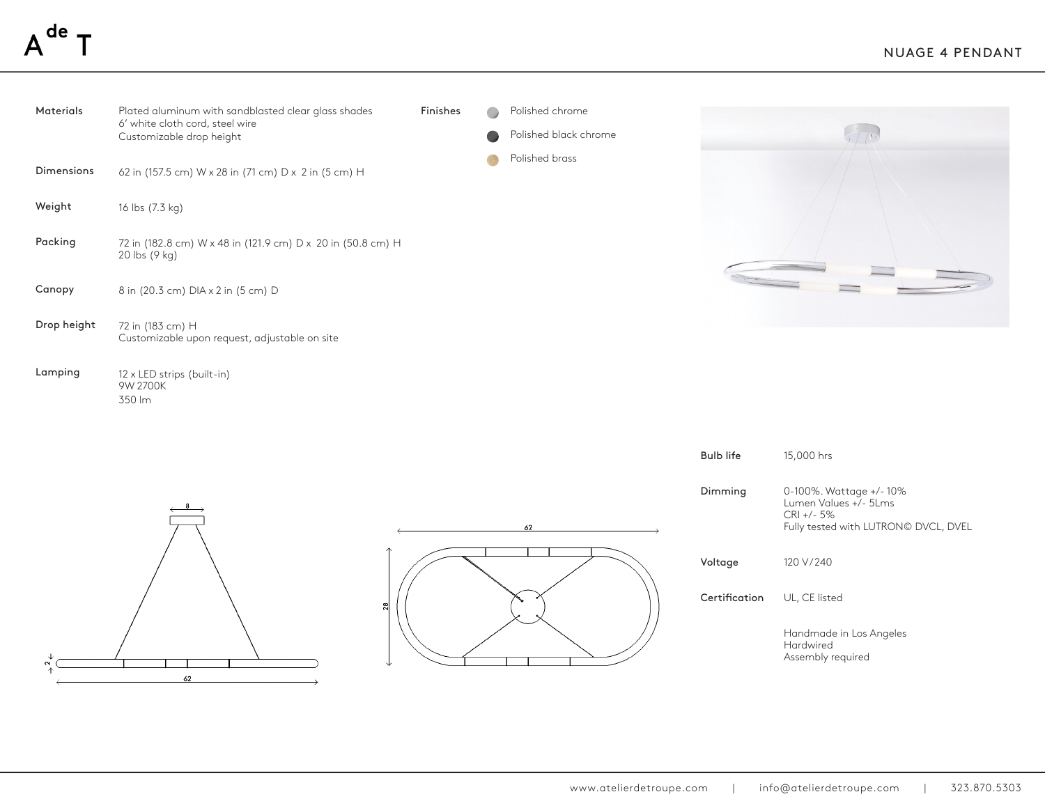# A^de T

## NUAGE 4 PENDANT

| | |
|---|---|
| Materials | Plated aluminum with sandblasted clear glass shades<br>6' white cloth cord, steel wire<br>Customizable drop height |
| Dimensions | 62 in (157.5 cm) W x 28 in (71 cm) D x 2 in (5 cm) H |
| Weight | 16 lbs (7.3 kg) |
| Packing | 72 in (182.8 cm) W x 48 in (121.9 cm) D x 20 in (50.8 cm) H<br>20 lbs (9 kg) |
| Canopy | 8 in (20.3 cm) DIA x 2 in (5 cm) D |
| Drop height | 72 in (183 cm) H<br>Customizable upon request, adjustable on site |
| Lamping | 12 x LED strips (built-in)<br>9W 2700K<br>350 lm |

**Finishes**

- Polished chrome
- Polished black chrome
- Polished brass

| | |
|---|---|
| Bulb life | 15,000 hrs |
| Dimming | 0-100%. Wattage +/- 10%<br>Lumen Values +/- 5Lms<br>CRI +/- 5%<br>Fully tested with LUTRON© DVCL, DVEL |
| Voltage | 120 V/240 |
| Certification | UL, CE listed |
| | Handmade in Los Angeles<br>Hardwired<br>Assembly required |

www.atelierdetroupe.com | info@atelierdetroupe.com | 323.870.5303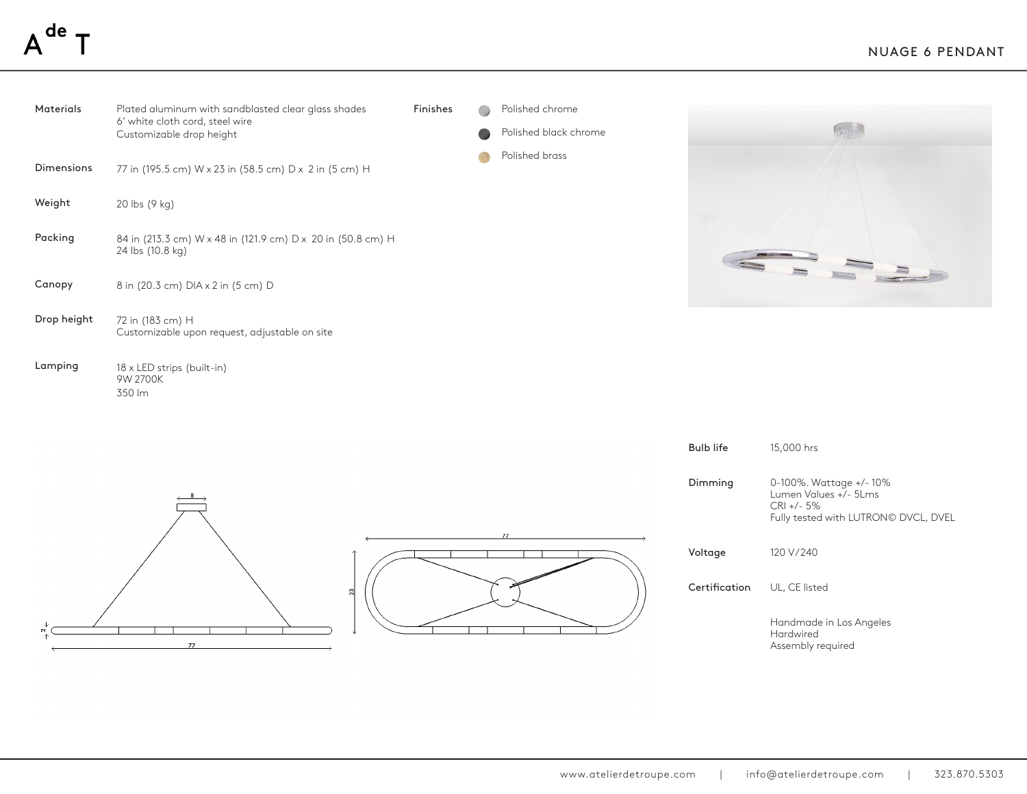# NUAGE 6 PENDANT

| | |
|---|---|
| Materials | Plated aluminum with sandblasted clear glass shades<br>6' white cloth cord, steel wire<br>Customizable drop height |
| Dimensions | 77 in (195.5 cm) W x 23 in (58.5 cm) D x 2 in (5 cm) H |
| Weight | 20 lbs (9 kg) |
| Packing | 84 in (213.3 cm) W x 48 in (121.9 cm) D x 20 in (50.8 cm) H<br>24 lbs (10.8 kg) |
| Canopy | 8 in (20.3 cm) DIA x 2 in (5 cm) D |
| Drop height | 72 in (183 cm) H<br>Customizable upon request, adjustable on site |
| Lamping | 18 x LED strips (built-in)<br>9W 2700K<br>350 lm |

**Finishes**

- Polished chrome
- Polished black chrome
- Polished brass

8

2

77

77

23

| | |
|---|---|
| Bulb life | 15,000 hrs |
| Dimming | 0-100%. Wattage +/- 10%<br>Lumen Values +/- 5Lms<br>CRI +/- 5%<br>Fully tested with LUTRON© DVCL, DVEL |
| Voltage | 120 V/240 |
| Certification | UL, CE listed |
| | Handmade in Los Angeles<br>Hardwired<br>Assembly required |

www.atelierdetroupe.com | info@atelierdetroupe.com | 323.870.5303